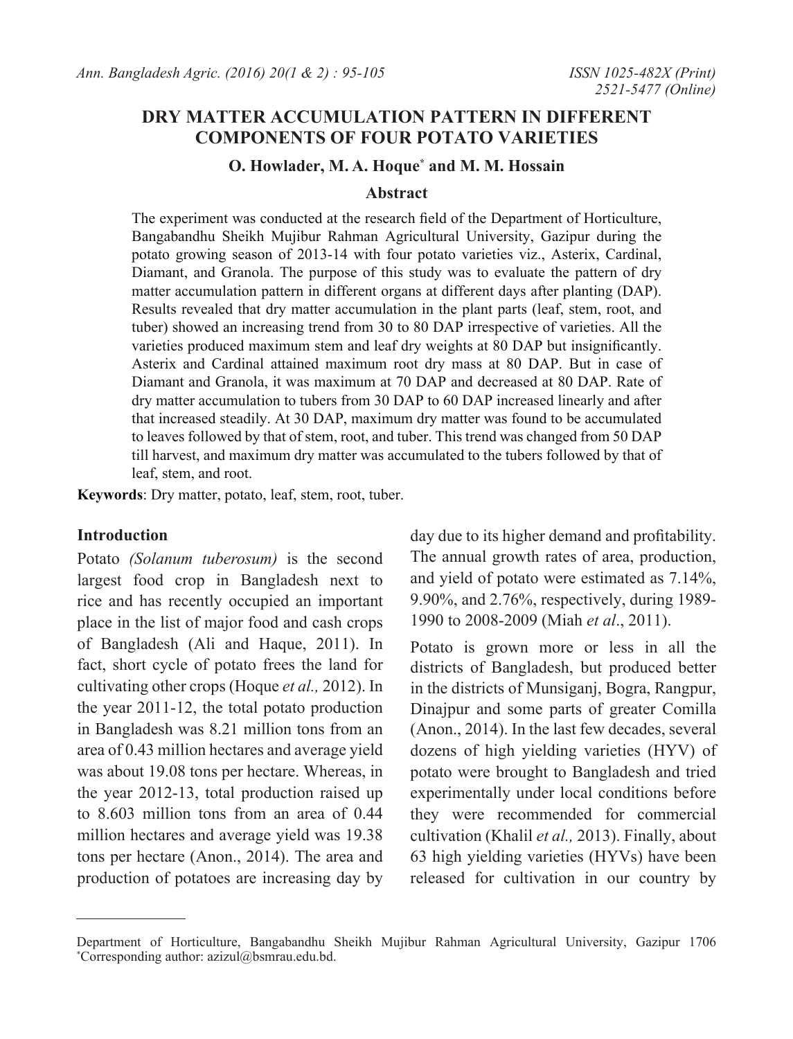# DRY MATTER ACCUMULATION PATTERN IN DIFFERENT COMPONENTS OF FOUR POTATO VARIETIES

**O. Howlader, M. A. Hoque[*] and M. M. Hossain**

## Abstract

The experiment was conducted at the research field of the Department of Horticulture, Bangabandhu Sheikh Mujibur Rahman Agricultural University, Gazipur during the potato growing season of 2013-14 with four potato varieties viz., Asterix, Cardinal, Diamant, and Granola. The purpose of this study was to evaluate the pattern of dry matter accumulation pattern in different organs at different days after planting (DAP). Results revealed that dry matter accumulation in the plant parts (leaf, stem, root, and tuber) showed an increasing trend from 30 to 80 DAP irrespective of varieties. All the varieties produced maximum stem and leaf dry weights at 80 DAP but insignificantly. Asterix and Cardinal attained maximum root dry mass at 80 DAP. But in case of Diamant and Granola, it was maximum at 70 DAP and decreased at 80 DAP. Rate of dry matter accumulation to tubers from 30 DAP to 60 DAP increased linearly and after that increased steadily. At 30 DAP, maximum dry matter was found to be accumulated to leaves followed by that of stem, root, and tuber. This trend was changed from 50 DAP till harvest, and maximum dry matter was accumulated to the tubers followed by that of leaf, stem, and root.

**Keywords**: Dry matter, potato, leaf, stem, root, tuber.

## Introduction

Potato *(Solanum tuberosum)* is the second largest food crop in Bangladesh next to rice and has recently occupied an important place in the list of major food and cash crops of Bangladesh (Ali and Haque, 2011). In fact, short cycle of potato frees the land for cultivating other crops (Hoque *et al.,* 2012). In the year 2011-12, the total potato production in Bangladesh was 8.21 million tons from an area of 0.43 million hectares and average yield was about 19.08 tons per hectare. Whereas, in the year 2012-13, total production raised up to 8.603 million tons from an area of 0.44 million hectares and average yield was 19.38 tons per hectare (Anon., 2014). The area and production of potatoes are increasing day by day due to its higher demand and profitability. The annual growth rates of area, production, and yield of potato were estimated as 7.14%, 9.90%, and 2.76%, respectively, during 1989-1990 to 2008-2009 (Miah *et al*., 2011).

Potato is grown more or less in all the districts of Bangladesh, but produced better in the districts of Munsiganj, Bogra, Rangpur, Dinajpur and some parts of greater Comilla (Anon., 2014). In the last few decades, several dozens of high yielding varieties (HYV) of potato were brought to Bangladesh and tried experimentally under local conditions before they were recommended for commercial cultivation (Khalil *et al.,* 2013). Finally, about 63 high yielding varieties (HYVs) have been released for cultivation in our country by

---

Department of Horticulture, Bangabandhu Sheikh Mujibur Rahman Agricultural University, Gazipur 1706
[*]Corresponding author: azizul@bsmrau.edu.bd.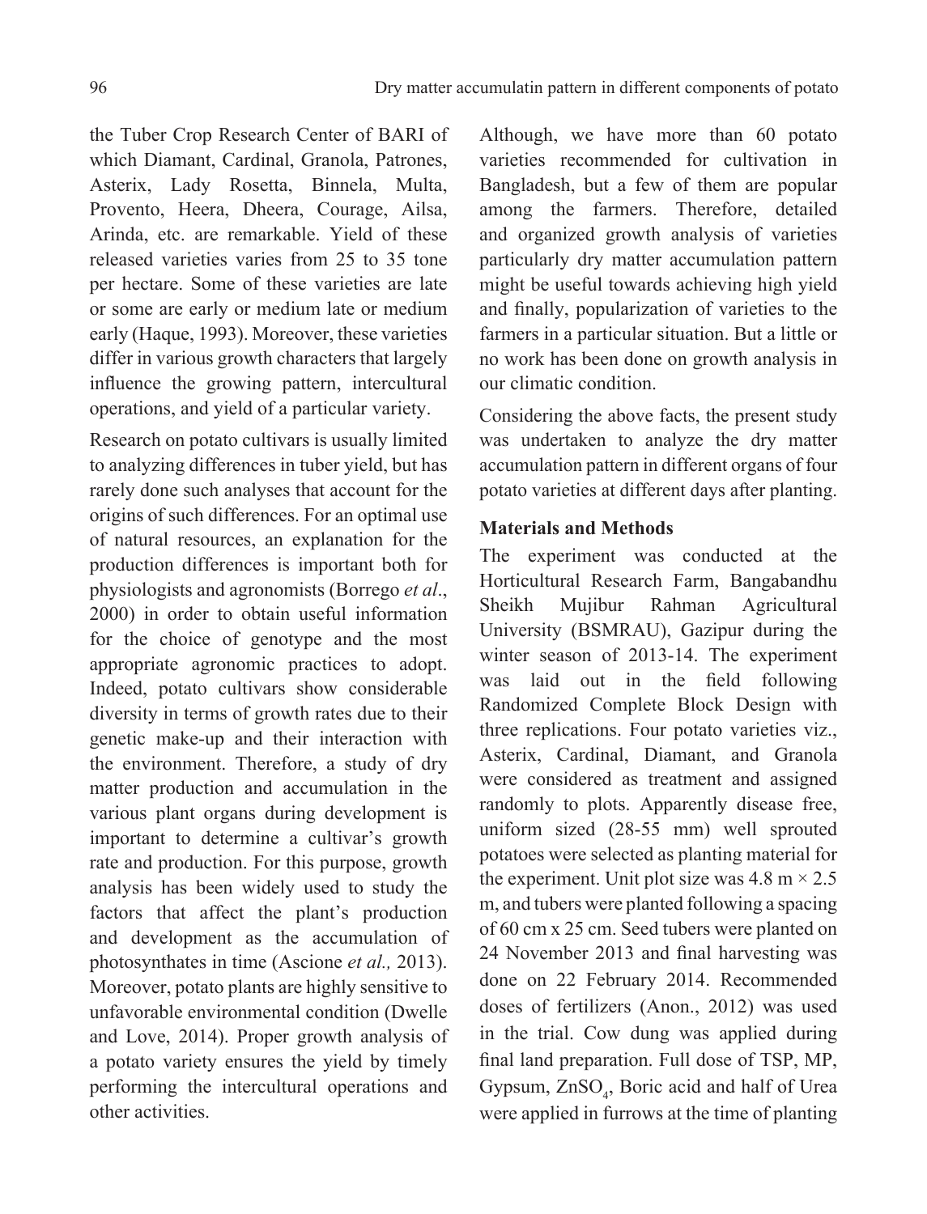the Tuber Crop Research Center of BARI of which Diamant, Cardinal, Granola, Patrones, Asterix, Lady Rosetta, Binnela, Multa, Provento, Heera, Dheera, Courage, Ailsa, Arinda, etc. are remarkable. Yield of these released varieties varies from 25 to 35 tone per hectare. Some of these varieties are late or some are early or medium late or medium early (Haque, 1993). Moreover, these varieties differ in various growth characters that largely influence the growing pattern, intercultural operations, and yield of a particular variety.

Research on potato cultivars is usually limited to analyzing differences in tuber yield, but has rarely done such analyses that account for the origins of such differences. For an optimal use of natural resources, an explanation for the production differences is important both for physiologists and agronomists (Borrego *et al*., 2000) in order to obtain useful information for the choice of genotype and the most appropriate agronomic practices to adopt. Indeed, potato cultivars show considerable diversity in terms of growth rates due to their genetic make-up and their interaction with the environment. Therefore, a study of dry matter production and accumulation in the various plant organs during development is important to determine a cultivar's growth rate and production. For this purpose, growth analysis has been widely used to study the factors that affect the plant's production and development as the accumulation of photosynthates in time (Ascione *et al.,* 2013). Moreover, potato plants are highly sensitive to unfavorable environmental condition (Dwelle and Love, 2014). Proper growth analysis of a potato variety ensures the yield by timely performing the intercultural operations and other activities.

Although, we have more than 60 potato varieties recommended for cultivation in Bangladesh, but a few of them are popular among the farmers. Therefore, detailed and organized growth analysis of varieties particularly dry matter accumulation pattern might be useful towards achieving high yield and finally, popularization of varieties to the farmers in a particular situation. But a little or no work has been done on growth analysis in our climatic condition.

Considering the above facts, the present study was undertaken to analyze the dry matter accumulation pattern in different organs of four potato varieties at different days after planting.

## Materials and Methods

The experiment was conducted at the Horticultural Research Farm, Bangabandhu Sheikh Mujibur Rahman Agricultural University (BSMRAU), Gazipur during the winter season of 2013-14. The experiment was laid out in the field following Randomized Complete Block Design with three replications. Four potato varieties viz., Asterix, Cardinal, Diamant, and Granola were considered as treatment and assigned randomly to plots. Apparently disease free, uniform sized (28-55 mm) well sprouted potatoes were selected as planting material for the experiment. Unit plot size was 4.8 m × 2.5 m, and tubers were planted following a spacing of 60 cm x 25 cm. Seed tubers were planted on 24 November 2013 and final harvesting was done on 22 February 2014. Recommended doses of fertilizers (Anon., 2012) was used in the trial. Cow dung was applied during final land preparation. Full dose of TSP, MP, Gypsum, $ZnSO_4$, Boric acid and half of Urea were applied in furrows at the time of planting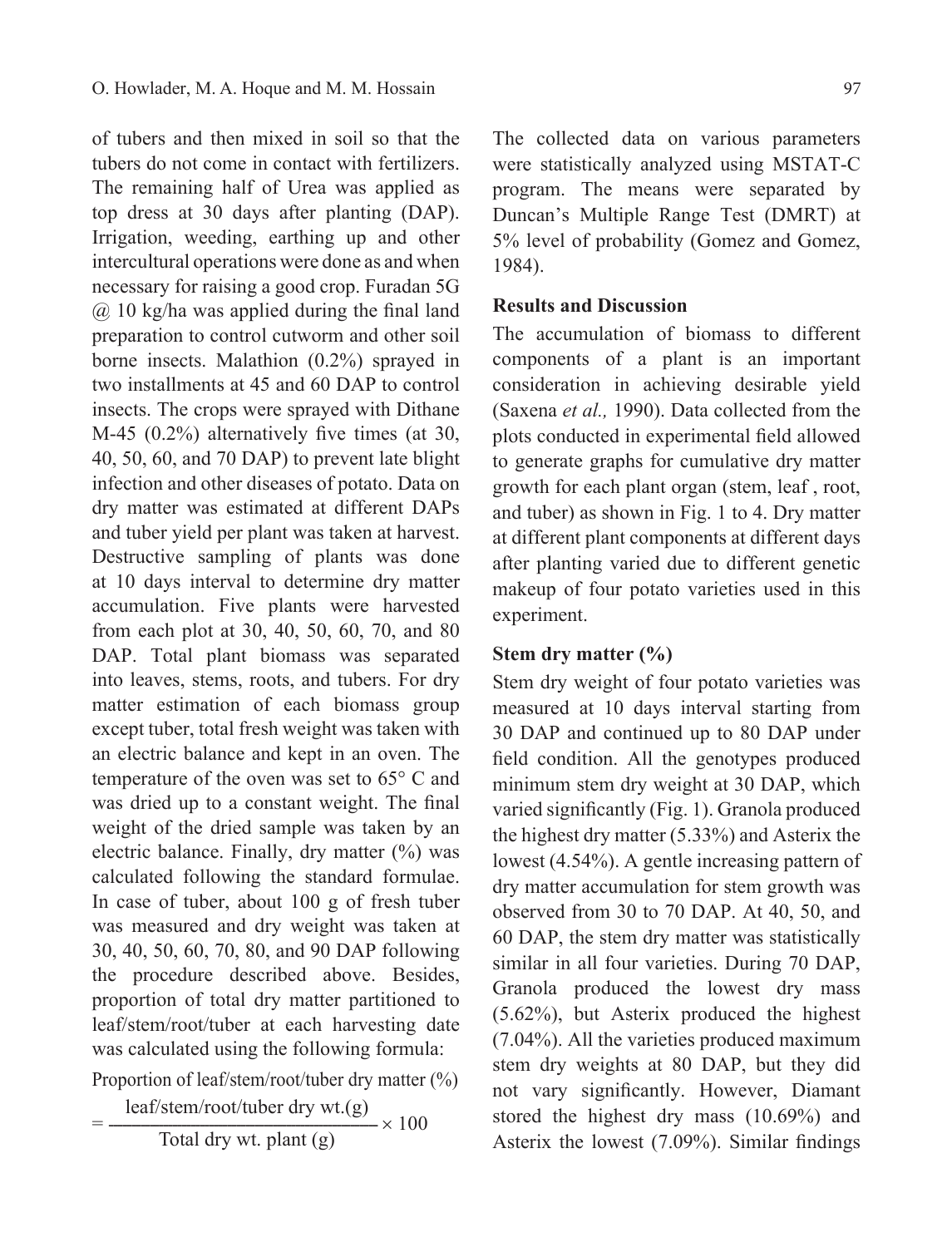of tubers and then mixed in soil so that the tubers do not come in contact with fertilizers. The remaining half of Urea was applied as top dress at 30 days after planting (DAP). Irrigation, weeding, earthing up and other intercultural operations were done as and when necessary for raising a good crop. Furadan 5G @ 10 kg/ha was applied during the final land preparation to control cutworm and other soil borne insects. Malathion (0.2%) sprayed in two installments at 45 and 60 DAP to control insects. The crops were sprayed with Dithane M-45 (0.2%) alternatively five times (at 30, 40, 50, 60, and 70 DAP) to prevent late blight infection and other diseases of potato. Data on dry matter was estimated at different DAPs and tuber yield per plant was taken at harvest. Destructive sampling of plants was done at 10 days interval to determine dry matter accumulation. Five plants were harvested from each plot at 30, 40, 50, 60, 70, and 80 DAP. Total plant biomass was separated into leaves, stems, roots, and tubers. For dry matter estimation of each biomass group except tuber, total fresh weight was taken with an electric balance and kept in an oven. The temperature of the oven was set to 65° C and was dried up to a constant weight. The final weight of the dried sample was taken by an electric balance. Finally, dry matter (%) was calculated following the standard formulae. In case of tuber, about 100 g of fresh tuber was measured and dry weight was taken at 30, 40, 50, 60, 70, 80, and 90 DAP following the procedure described above. Besides, proportion of total dry matter partitioned to leaf/stem/root/tuber at each harvesting date was calculated using the following formula:

$$\text{Proportion of leaf/stem/root/tuber dry matter (\%)} = \frac{\text{leaf/stem/root/tuber dry wt.(g)}}{\text{Total dry wt. plant (g)}} \times 100$$

The collected data on various parameters were statistically analyzed using MSTAT-C program. The means were separated by Duncan's Multiple Range Test (DMRT) at 5% level of probability (Gomez and Gomez, 1984).

## Results and Discussion

The accumulation of biomass to different components of a plant is an important consideration in achieving desirable yield (Saxena *et al.,* 1990). Data collected from the plots conducted in experimental field allowed to generate graphs for cumulative dry matter growth for each plant organ (stem, leaf , root, and tuber) as shown in Fig. 1 to 4. Dry matter at different plant components at different days after planting varied due to different genetic makeup of four potato varieties used in this experiment.

### Stem dry matter (%)

Stem dry weight of four potato varieties was measured at 10 days interval starting from 30 DAP and continued up to 80 DAP under field condition. All the genotypes produced minimum stem dry weight at 30 DAP, which varied significantly (Fig. 1). Granola produced the highest dry matter (5.33%) and Asterix the lowest (4.54%). A gentle increasing pattern of dry matter accumulation for stem growth was observed from 30 to 70 DAP. At 40, 50, and 60 DAP, the stem dry matter was statistically similar in all four varieties. During 70 DAP, Granola produced the lowest dry mass (5.62%), but Asterix produced the highest (7.04%). All the varieties produced maximum stem dry weights at 80 DAP, but they did not vary significantly. However, Diamant stored the highest dry mass (10.69%) and Asterix the lowest (7.09%). Similar findings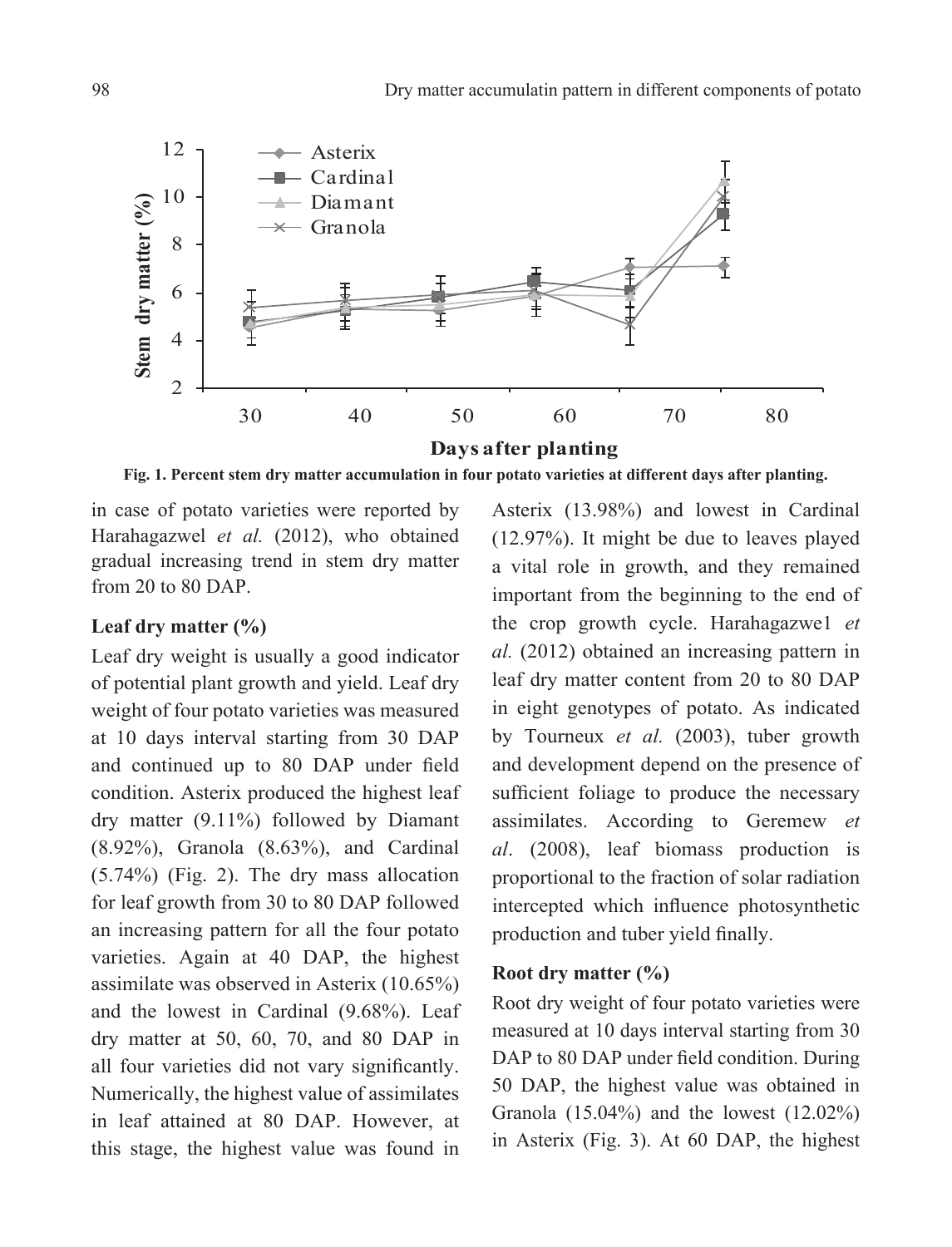Fig. 1. Percent stem dry matter accumulation in four potato varieties at different days after planting.

in case of potato varieties were reported by Harahagazwel *et al.* (2012), who obtained gradual increasing trend in stem dry matter from 20 to 80 DAP.

### Leaf dry matter (%)

Leaf dry weight is usually a good indicator of potential plant growth and yield. Leaf dry weight of four potato varieties was measured at 10 days interval starting from 30 DAP and continued up to 80 DAP under field condition. Asterix produced the highest leaf dry matter (9.11%) followed by Diamant (8.92%), Granola (8.63%), and Cardinal (5.74%) (Fig. 2). The dry mass allocation for leaf growth from 30 to 80 DAP followed an increasing pattern for all the four potato varieties. Again at 40 DAP, the highest assimilate was observed in Asterix (10.65%) and the lowest in Cardinal (9.68%). Leaf dry matter at 50, 60, 70, and 80 DAP in all four varieties did not vary significantly. Numerically, the highest value of assimilates in leaf attained at 80 DAP. However, at this stage, the highest value was found in Asterix (13.98%) and lowest in Cardinal (12.97%). It might be due to leaves played a vital role in growth, and they remained important from the beginning to the end of the crop growth cycle. Harahagazwe1 *et al.* (2012) obtained an increasing pattern in leaf dry matter content from 20 to 80 DAP in eight genotypes of potato. As indicated by Tourneux *et al.* (2003), tuber growth and development depend on the presence of sufficient foliage to produce the necessary assimilates. According to Geremew *et al*. (2008), leaf biomass production is proportional to the fraction of solar radiation intercepted which influence photosynthetic production and tuber yield finally.

### Root dry matter (%)

Root dry weight of four potato varieties were measured at 10 days interval starting from 30 DAP to 80 DAP under field condition. During 50 DAP, the highest value was obtained in Granola (15.04%) and the lowest (12.02%) in Asterix (Fig. 3). At 60 DAP, the highest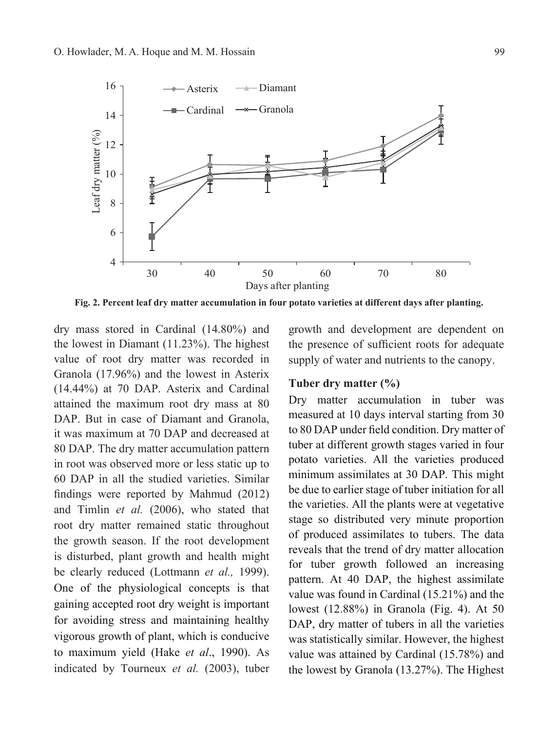Fig. 2. Percent leaf dry matter accumulation in four potato varieties at different days after planting.

dry mass stored in Cardinal (14.80%) and the lowest in Diamant (11.23%). The highest value of root dry matter was recorded in Granola (17.96%) and the lowest in Asterix (14.44%) at 70 DAP. Asterix and Cardinal attained the maximum root dry mass at 80 DAP. But in case of Diamant and Granola, it was maximum at 70 DAP and decreased at 80 DAP. The dry matter accumulation pattern in root was observed more or less static up to 60 DAP in all the studied varieties. Similar findings were reported by Mahmud (2012) and Timlin *et al.* (2006), who stated that root dry matter remained static throughout the growth season. If the root development is disturbed, plant growth and health might be clearly reduced (Lottmann *et al.,* 1999). One of the physiological concepts is that gaining accepted root dry weight is important for avoiding stress and maintaining healthy vigorous growth of plant, which is conducive to maximum yield (Hake *et al*., 1990). As indicated by Tourneux *et al.* (2003), tuber growth and development are dependent on the presence of sufficient roots for adequate supply of water and nutrients to the canopy.

### Tuber dry matter (%)

Dry matter accumulation in tuber was measured at 10 days interval starting from 30 to 80 DAP under field condition. Dry matter of tuber at different growth stages varied in four potato varieties. All the varieties produced minimum assimilates at 30 DAP. This might be due to earlier stage of tuber initiation for all the varieties. All the plants were at vegetative stage so distributed very minute proportion of produced assimilates to tubers. The data reveals that the trend of dry matter allocation for tuber growth followed an increasing pattern. At 40 DAP, the highest assimilate value was found in Cardinal (15.21%) and the lowest (12.88%) in Granola (Fig. 4). At 50 DAP, dry matter of tubers in all the varieties was statistically similar. However, the highest value was attained by Cardinal (15.78%) and the lowest by Granola (13.27%). The Highest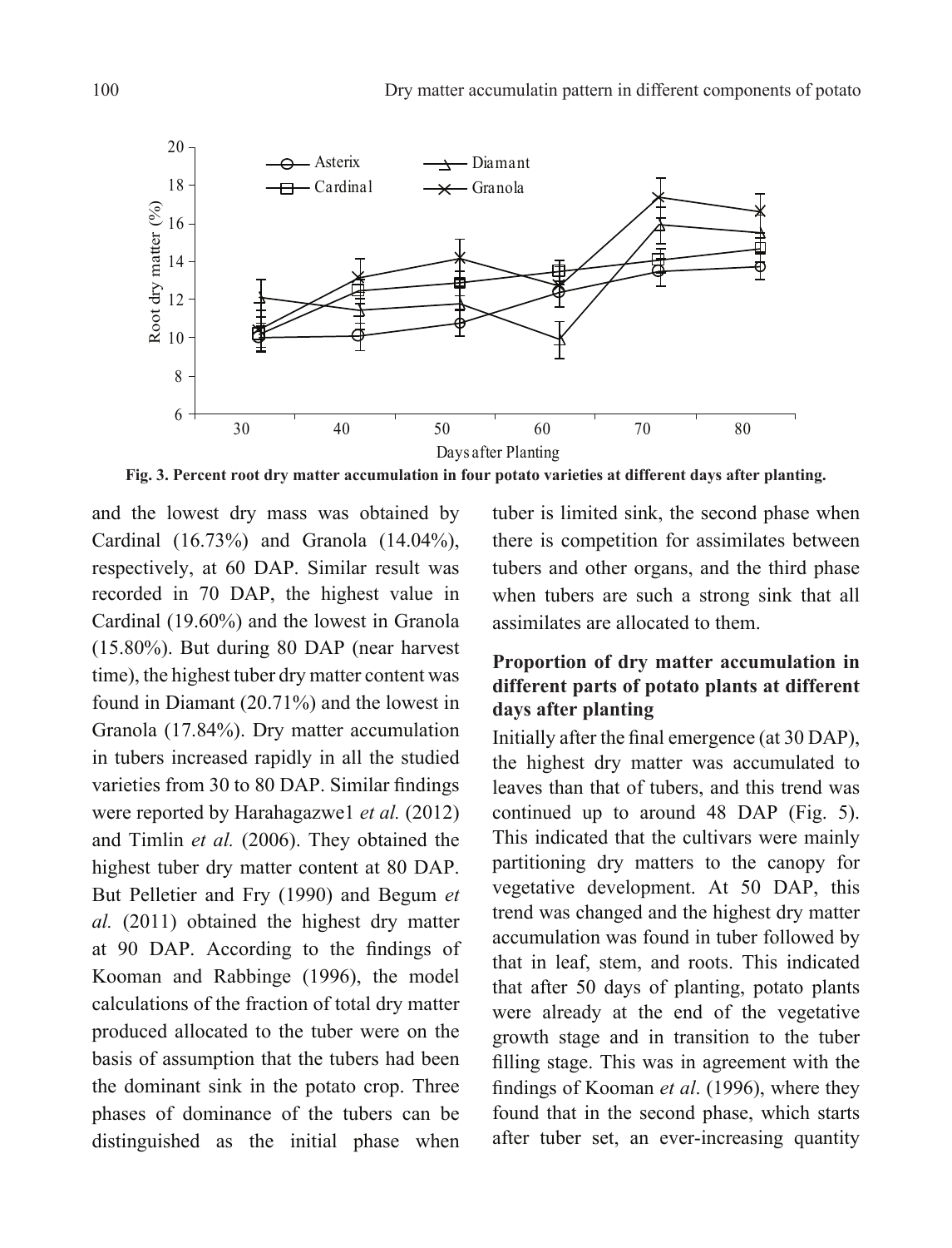Fig. 3. Percent root dry matter accumulation in four potato varieties at different days after planting.

and the lowest dry mass was obtained by Cardinal (16.73%) and Granola (14.04%), respectively, at 60 DAP. Similar result was recorded in 70 DAP, the highest value in Cardinal (19.60%) and the lowest in Granola (15.80%). But during 80 DAP (near harvest time), the highest tuber dry matter content was found in Diamant (20.71%) and the lowest in Granola (17.84%). Dry matter accumulation in tubers increased rapidly in all the studied varieties from 30 to 80 DAP. Similar findings were reported by Harahagazwe1 *et al.* (2012) and Timlin *et al.* (2006). They obtained the highest tuber dry matter content at 80 DAP. But Pelletier and Fry (1990) and Begum *et al.* (2011) obtained the highest dry matter at 90 DAP. According to the findings of Kooman and Rabbinge (1996), the model calculations of the fraction of total dry matter produced allocated to the tuber were on the basis of assumption that the tubers had been the dominant sink in the potato crop. Three phases of dominance of the tubers can be distinguished as the initial phase when tuber is limited sink, the second phase when there is competition for assimilates between tubers and other organs, and the third phase when tubers are such a strong sink that all assimilates are allocated to them.

### Proportion of dry matter accumulation in different parts of potato plants at different days after planting

Initially after the final emergence (at 30 DAP), the highest dry matter was accumulated to leaves than that of tubers, and this trend was continued up to around 48 DAP (Fig. 5). This indicated that the cultivars were mainly partitioning dry matters to the canopy for vegetative development. At 50 DAP, this trend was changed and the highest dry matter accumulation was found in tuber followed by that in leaf, stem, and roots. This indicated that after 50 days of planting, potato plants were already at the end of the vegetative growth stage and in transition to the tuber filling stage. This was in agreement with the findings of Kooman *et al*. (1996), where they found that in the second phase, which starts after tuber set, an ever-increasing quantity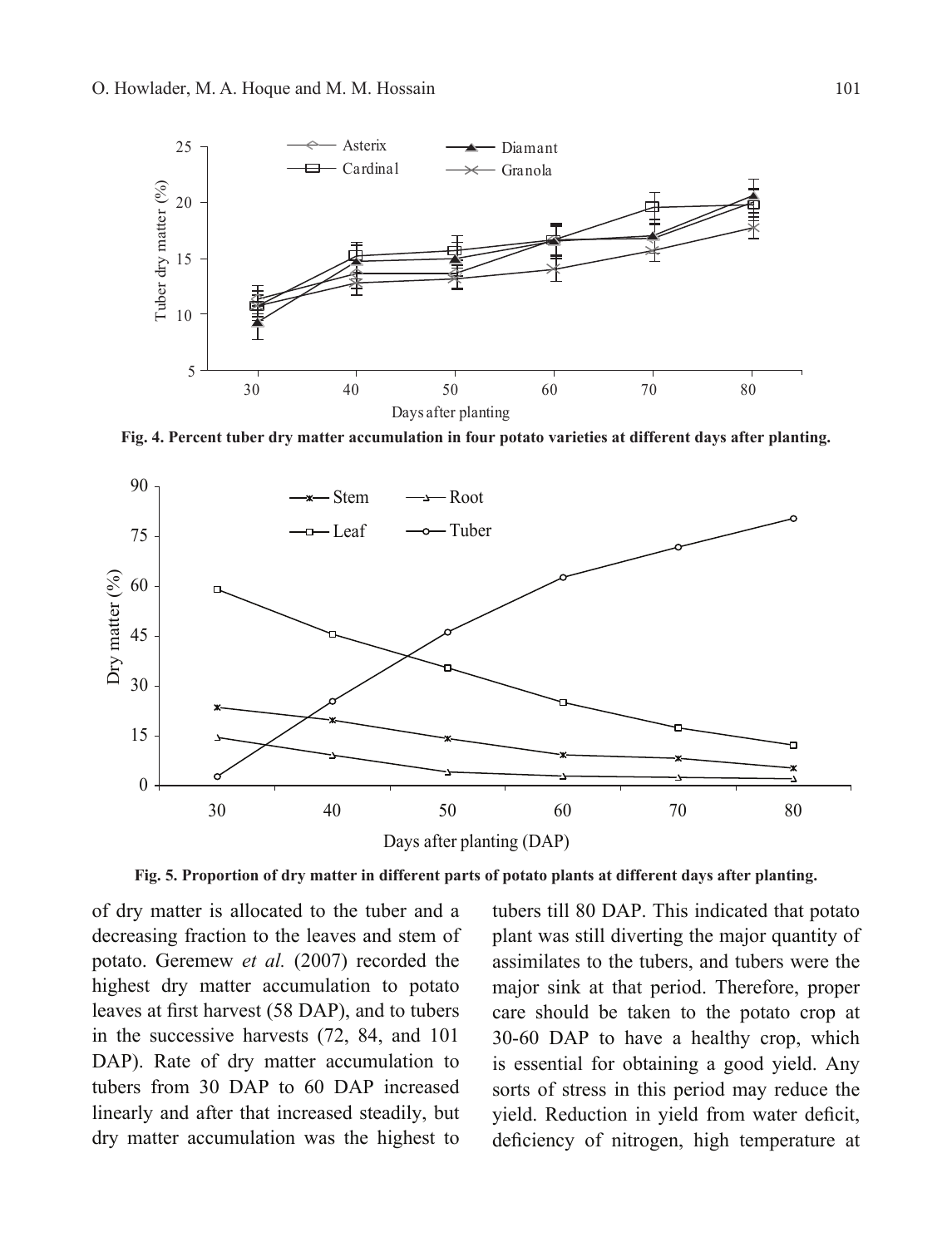**Fig. 4. Percent tuber dry matter accumulation in four potato varieties at different days after planting.**

**Fig. 5. Proportion of dry matter in different parts of potato plants at different days after planting.**

of dry matter is allocated to the tuber and a decreasing fraction to the leaves and stem of potato. Geremew *et al.* (2007) recorded the highest dry matter accumulation to potato leaves at first harvest (58 DAP), and to tubers in the successive harvests (72, 84, and 101 DAP). Rate of dry matter accumulation to tubers from 30 DAP to 60 DAP increased linearly and after that increased steadily, but dry matter accumulation was the highest to tubers till 80 DAP. This indicated that potato plant was still diverting the major quantity of assimilates to the tubers, and tubers were the major sink at that period. Therefore, proper care should be taken to the potato crop at 30-60 DAP to have a healthy crop, which is essential for obtaining a good yield. Any sorts of stress in this period may reduce the yield. Reduction in yield from water deficit, deficiency of nitrogen, high temperature at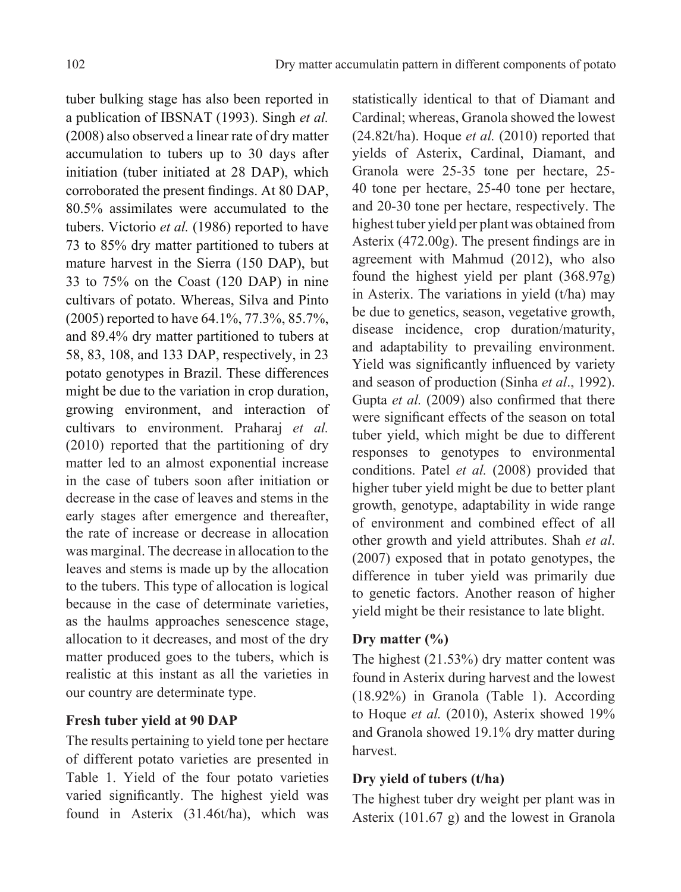tuber bulking stage has also been reported in a publication of IBSNAT (1993). Singh *et al.* (2008) also observed a linear rate of dry matter accumulation to tubers up to 30 days after initiation (tuber initiated at 28 DAP), which corroborated the present findings. At 80 DAP, 80.5% assimilates were accumulated to the tubers. Victorio *et al.* (1986) reported to have 73 to 85% dry matter partitioned to tubers at mature harvest in the Sierra (150 DAP), but 33 to 75% on the Coast (120 DAP) in nine cultivars of potato. Whereas, Silva and Pinto (2005) reported to have 64.1%, 77.3%, 85.7%, and 89.4% dry matter partitioned to tubers at 58, 83, 108, and 133 DAP, respectively, in 23 potato genotypes in Brazil. These differences might be due to the variation in crop duration, growing environment, and interaction of cultivars to environment. Praharaj *et al.* (2010) reported that the partitioning of dry matter led to an almost exponential increase in the case of tubers soon after initiation or decrease in the case of leaves and stems in the early stages after emergence and thereafter, the rate of increase or decrease in allocation was marginal. The decrease in allocation to the leaves and stems is made up by the allocation to the tubers. This type of allocation is logical because in the case of determinate varieties, as the haulms approaches senescence stage, allocation to it decreases, and most of the dry matter produced goes to the tubers, which is realistic at this instant as all the varieties in our country are determinate type.

**Fresh tuber yield at 90 DAP**

The results pertaining to yield tone per hectare of different potato varieties are presented in Table 1. Yield of the four potato varieties varied significantly. The highest yield was found in Asterix (31.46t/ha), which was statistically identical to that of Diamant and Cardinal; whereas, Granola showed the lowest (24.82t/ha). Hoque *et al.* (2010) reported that yields of Asterix, Cardinal, Diamant, and Granola were 25-35 tone per hectare, 25-40 tone per hectare, 25-40 tone per hectare, and 20-30 tone per hectare, respectively. The highest tuber yield per plant was obtained from Asterix (472.00g). The present findings are in agreement with Mahmud (2012), who also found the highest yield per plant (368.97g) in Asterix. The variations in yield (t/ha) may be due to genetics, season, vegetative growth, disease incidence, crop duration/maturity, and adaptability to prevailing environment. Yield was significantly influenced by variety and season of production (Sinha *et al*., 1992). Gupta *et al.* (2009) also confirmed that there were significant effects of the season on total tuber yield, which might be due to different responses to genotypes to environmental conditions. Patel *et al.* (2008) provided that higher tuber yield might be due to better plant growth, genotype, adaptability in wide range of environment and combined effect of all other growth and yield attributes. Shah *et al*. (2007) exposed that in potato genotypes, the difference in tuber yield was primarily due to genetic factors. Another reason of higher yield might be their resistance to late blight.

**Dry matter (%)**

The highest (21.53%) dry matter content was found in Asterix during harvest and the lowest (18.92%) in Granola (Table 1). According to Hoque *et al.* (2010), Asterix showed 19% and Granola showed 19.1% dry matter during harvest.

**Dry yield of tubers (t/ha)**

The highest tuber dry weight per plant was in Asterix (101.67 g) and the lowest in Granola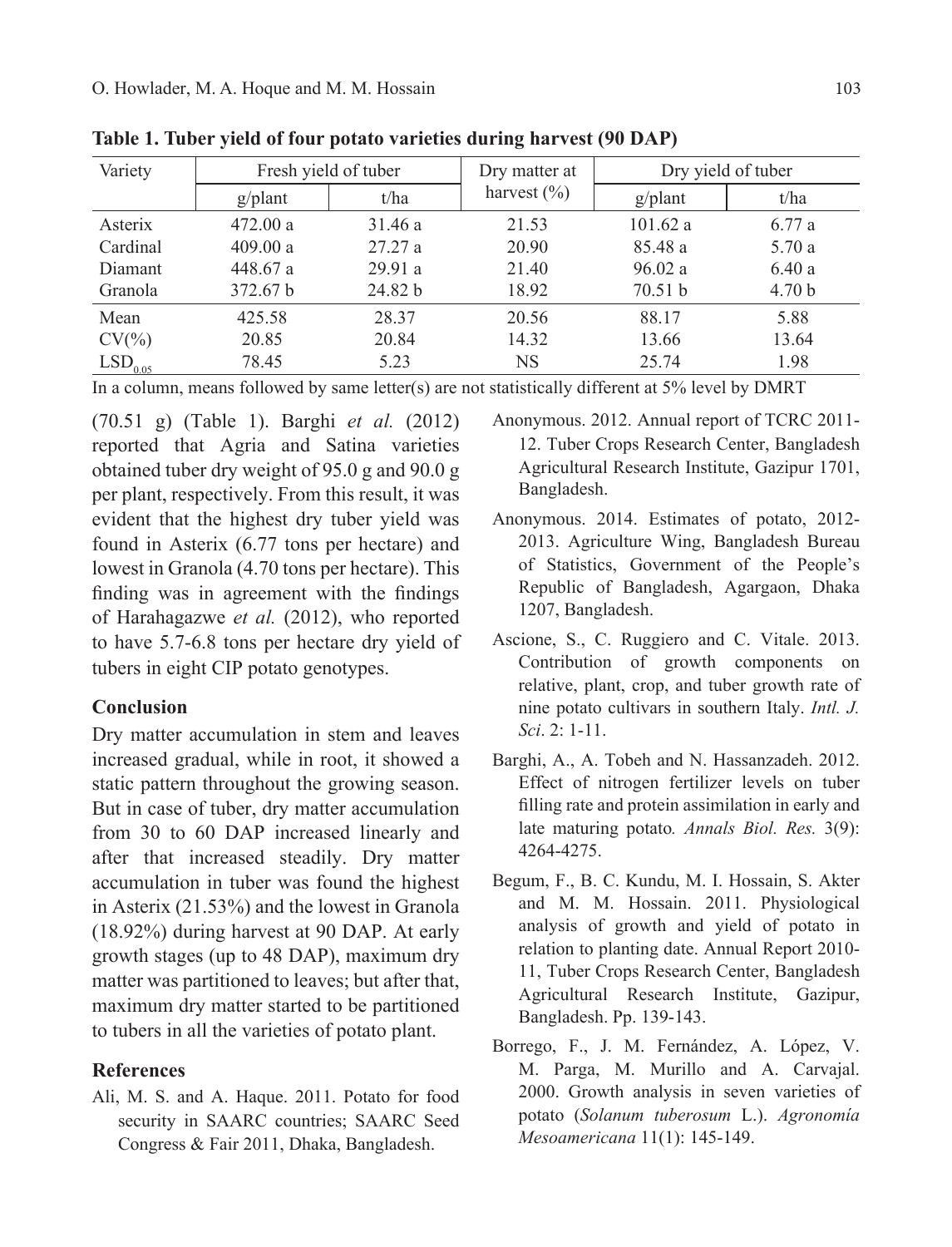**Table 1. Tuber yield of four potato varieties during harvest (90 DAP)**

| Variety | Fresh yield of tuber | | Dry matter at harvest (%) | Dry yield of tuber | |
|---|---|---|---|---|---|
| | g/plant | t/ha | | g/plant | t/ha |
| Asterix | 472.00 a | 31.46 a | 21.53 | 101.62 a | 6.77 a |
| Cardinal | 409.00 a | 27.27 a | 20.90 | 85.48 a | 5.70 a |
| Diamant | 448.67 a | 29.91 a | 21.40 | 96.02 a | 6.40 a |
| Granola | 372.67 b | 24.82 b | 18.92 | 70.51 b | 4.70 b |
| Mean | 425.58 | 28.37 | 20.56 | 88.17 | 5.88 |
| CV(%) | 20.85 | 20.84 | 14.32 | 13.66 | 13.64 |
| $LSD_{0.05}$ | 78.45 | 5.23 | NS | 25.74 | 1.98 |

In a column, means followed by same letter(s) are not statistically different at 5% level by DMRT

(70.51 g) (Table 1). Barghi *et al.* (2012) reported that Agria and Satina varieties obtained tuber dry weight of 95.0 g and 90.0 g per plant, respectively. From this result, it was evident that the highest dry tuber yield was found in Asterix (6.77 tons per hectare) and lowest in Granola (4.70 tons per hectare). This finding was in agreement with the findings of Harahagazwe *et al.* (2012), who reported to have 5.7-6.8 tons per hectare dry yield of tubers in eight CIP potato genotypes.

## Conclusion

Dry matter accumulation in stem and leaves increased gradual, while in root, it showed a static pattern throughout the growing season. But in case of tuber, dry matter accumulation from 30 to 60 DAP increased linearly and after that increased steadily. Dry matter accumulation in tuber was found the highest in Asterix (21.53%) and the lowest in Granola (18.92%) during harvest at 90 DAP. At early growth stages (up to 48 DAP), maximum dry matter was partitioned to leaves; but after that, maximum dry matter started to be partitioned to tubers in all the varieties of potato plant.

## References

Ali, M. S. and A. Haque. 2011. Potato for food security in SAARC countries; SAARC Seed Congress & Fair 2011, Dhaka, Bangladesh.

Anonymous. 2012. Annual report of TCRC 2011-12. Tuber Crops Research Center, Bangladesh Agricultural Research Institute, Gazipur 1701, Bangladesh.

Anonymous. 2014. Estimates of potato, 2012-2013. Agriculture Wing, Bangladesh Bureau of Statistics, Government of the People's Republic of Bangladesh, Agargaon, Dhaka 1207, Bangladesh.

Ascione, S., C. Ruggiero and C. Vitale. 2013. Contribution of growth components on relative, plant, crop, and tuber growth rate of nine potato cultivars in southern Italy. *Intl. J. Sci*. 2: 1-11.

Barghi, A., A. Tobeh and N. Hassanzadeh. 2012. Effect of nitrogen fertilizer levels on tuber filling rate and protein assimilation in early and late maturing potato*. Annals Biol. Res.* 3(9): 4264-4275.

Begum, F., B. C. Kundu, M. I. Hossain, S. Akter and M. M. Hossain. 2011. Physiological analysis of growth and yield of potato in relation to planting date. Annual Report 2010-11, Tuber Crops Research Center, Bangladesh Agricultural Research Institute, Gazipur, Bangladesh. Pp. 139-143.

Borrego, F., J. M. Fernández, A. López, V. M. Parga, M. Murillo and A. Carvajal. 2000. Growth analysis in seven varieties of potato (*Solanum tuberosum* L.). *Agronomía Mesoamericana* 11(1): 145-149.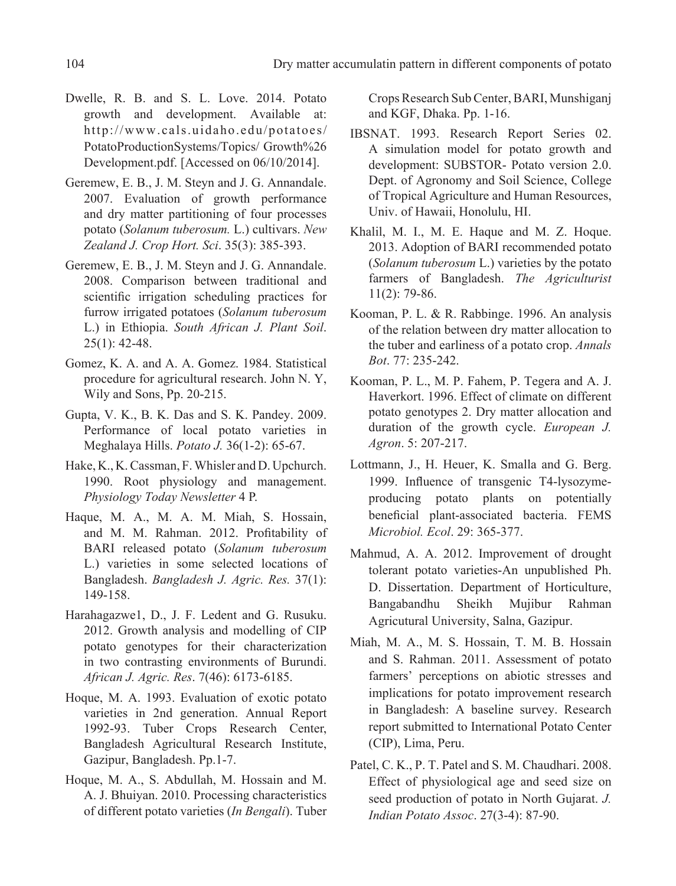Dwelle, R. B. and S. L. Love. 2014. Potato growth and development. Available at: http://www.cals.uidaho.edu/potatoes/PotatoProductionSystems/Topics/ Growth%26 Development.pdf. [Accessed on 06/10/2014].

Geremew, E. B., J. M. Steyn and J. G. Annandale. 2007. Evaluation of growth performance and dry matter partitioning of four processes potato (*Solanum tuberosum.* L.) cultivars. *New Zealand J. Crop Hort. Sci*. 35(3): 385-393.

Geremew, E. B., J. M. Steyn and J. G. Annandale. 2008. Comparison between traditional and scientific irrigation scheduling practices for furrow irrigated potatoes (*Solanum tuberosum* L.) in Ethiopia. *South African J. Plant Soil*. 25(1): 42-48.

Gomez, K. A. and A. A. Gomez. 1984. Statistical procedure for agricultural research. John N. Y, Wily and Sons, Pp. 20-215.

Gupta, V. K., B. K. Das and S. K. Pandey. 2009. Performance of local potato varieties in Meghalaya Hills. *Potato J.* 36(1-2): 65-67.

Hake, K., K. Cassman, F. Whisler and D. Upchurch. 1990. Root physiology and management. *Physiology Today Newsletter* 4 P.

Haque, M. A., M. A. M. Miah, S. Hossain, and M. M. Rahman. 2012. Profitability of BARI released potato (*Solanum tuberosum* L.) varieties in some selected locations of Bangladesh. *Bangladesh J. Agric. Res.* 37(1): 149-158.

Harahagazwe1, D., J. F. Ledent and G. Rusuku. 2012. Growth analysis and modelling of CIP potato genotypes for their characterization in two contrasting environments of Burundi. *African J. Agric. Res*. 7(46): 6173-6185.

Hoque, M. A. 1993. Evaluation of exotic potato varieties in 2nd generation. Annual Report 1992-93. Tuber Crops Research Center, Bangladesh Agricultural Research Institute, Gazipur, Bangladesh. Pp.1-7.

Hoque, M. A., S. Abdullah, M. Hossain and M. A. J. Bhuiyan. 2010. Processing characteristics of different potato varieties (*In Bengali*). Tuber Crops Research Sub Center, BARI, Munshiganj and KGF, Dhaka. Pp. 1-16.

IBSNAT. 1993. Research Report Series 02. A simulation model for potato growth and development: SUBSTOR- Potato version 2.0. Dept. of Agronomy and Soil Science, College of Tropical Agriculture and Human Resources, Univ. of Hawaii, Honolulu, HI.

Khalil, M. I., M. E. Haque and M. Z. Hoque. 2013. Adoption of BARI recommended potato (*Solanum tuberosum* L.) varieties by the potato farmers of Bangladesh. *The Agriculturist* 11(2): 79-86.

Kooman, P. L. & R. Rabbinge. 1996. An analysis of the relation between dry matter allocation to the tuber and earliness of a potato crop. *Annals Bot*. 77: 235-242.

Kooman, P. L., M. P. Fahem, P. Tegera and A. J. Haverkort. 1996. Effect of climate on different potato genotypes 2. Dry matter allocation and duration of the growth cycle. *European J. Agron*. 5: 207-217.

Lottmann, J., H. Heuer, K. Smalla and G. Berg. 1999. Influence of transgenic T4-lysozyme-producing potato plants on potentially beneficial plant-associated bacteria. FEMS *Microbiol. Ecol*. 29: 365-377.

Mahmud, A. A. 2012. Improvement of drought tolerant potato varieties-An unpublished Ph. D. Dissertation. Department of Horticulture, Bangabandhu Sheikh Mujibur Rahman Agricutural University, Salna, Gazipur.

Miah, M. A., M. S. Hossain, T. M. B. Hossain and S. Rahman. 2011. Assessment of potato farmers' perceptions on abiotic stresses and implications for potato improvement research in Bangladesh: A baseline survey. Research report submitted to International Potato Center (CIP), Lima, Peru.

Patel, C. K., P. T. Patel and S. M. Chaudhari. 2008. Effect of physiological age and seed size on seed production of potato in North Gujarat. *J. Indian Potato Assoc*. 27(3-4): 87-90.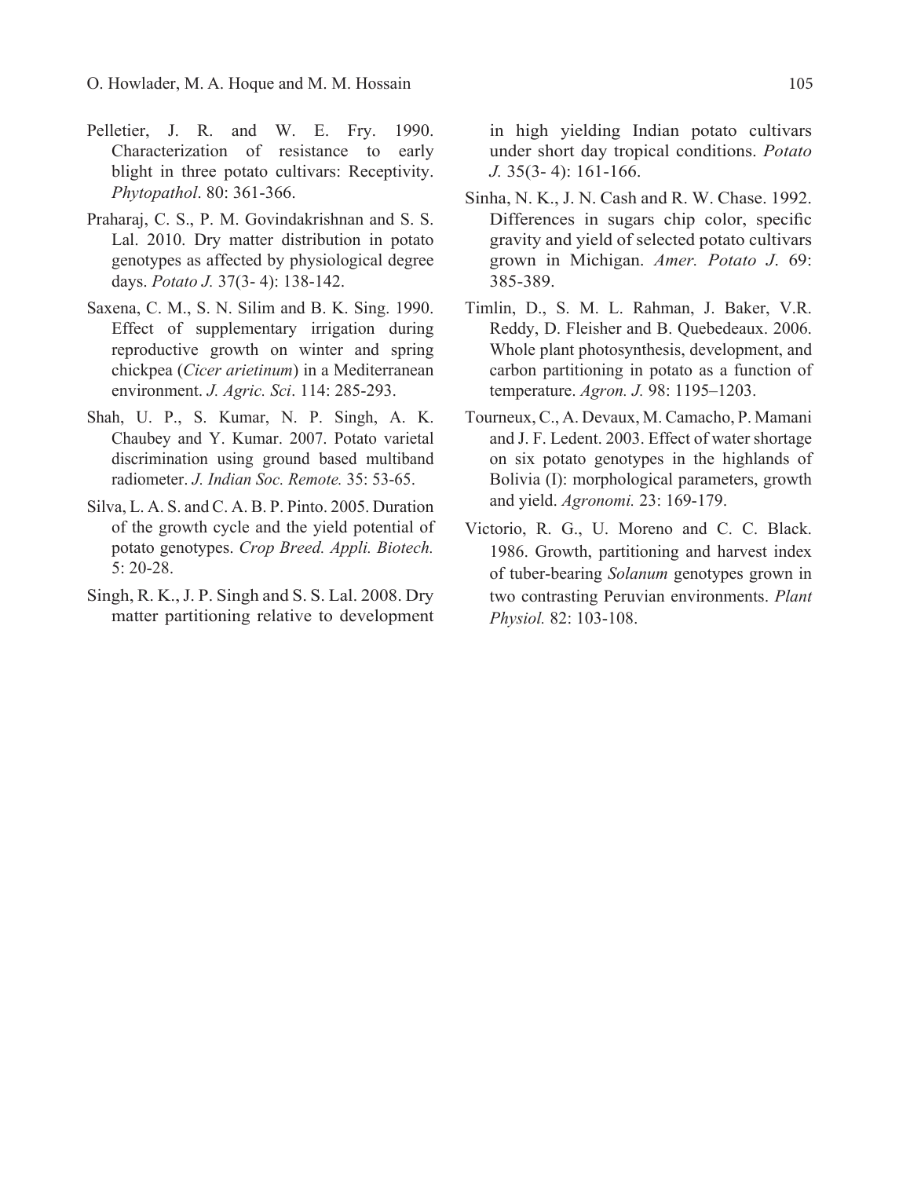Pelletier, J. R. and W. E. Fry. 1990. Characterization of resistance to early blight in three potato cultivars: Receptivity. *Phytopathol*. 80: 361-366.

Praharaj, C. S., P. M. Govindakrishnan and S. S. Lal. 2010. Dry matter distribution in potato genotypes as affected by physiological degree days. *Potato J.* 37(3- 4): 138-142.

Saxena, C. M., S. N. Silim and B. K. Sing. 1990. Effect of supplementary irrigation during reproductive growth on winter and spring chickpea (*Cicer arietinum*) in a Mediterranean environment. *J. Agric. Sci*. 114: 285-293.

Shah, U. P., S. Kumar, N. P. Singh, A. K. Chaubey and Y. Kumar. 2007. Potato varietal discrimination using ground based multiband radiometer. *J. Indian Soc. Remote.* 35: 53-65.

Silva, L. A. S. and C. A. B. P. Pinto. 2005. Duration of the growth cycle and the yield potential of potato genotypes. *Crop Breed. Appli. Biotech.* 5: 20-28.

Singh, R. K., J. P. Singh and S. S. Lal. 2008. Dry matter partitioning relative to development in high yielding Indian potato cultivars under short day tropical conditions. *Potato J.* 35(3- 4): 161-166.

Sinha, N. K., J. N. Cash and R. W. Chase. 1992. Differences in sugars chip color, specific gravity and yield of selected potato cultivars grown in Michigan. *Amer. Potato J*. 69: 385-389.

Timlin, D., S. M. L. Rahman, J. Baker, V.R. Reddy, D. Fleisher and B. Quebedeaux. 2006. Whole plant photosynthesis, development, and carbon partitioning in potato as a function of temperature. *Agron. J.* 98: 1195–1203.

Tourneux, C., A. Devaux, M. Camacho, P. Mamani and J. F. Ledent. 2003. Effect of water shortage on six potato genotypes in the highlands of Bolivia (I): morphological parameters, growth and yield. *Agronomi.* 23: 169-179.

Victorio, R. G., U. Moreno and C. C. Black. 1986. Growth, partitioning and harvest index of tuber-bearing *Solanum* genotypes grown in two contrasting Peruvian environments. *Plant Physiol.* 82: 103-108.